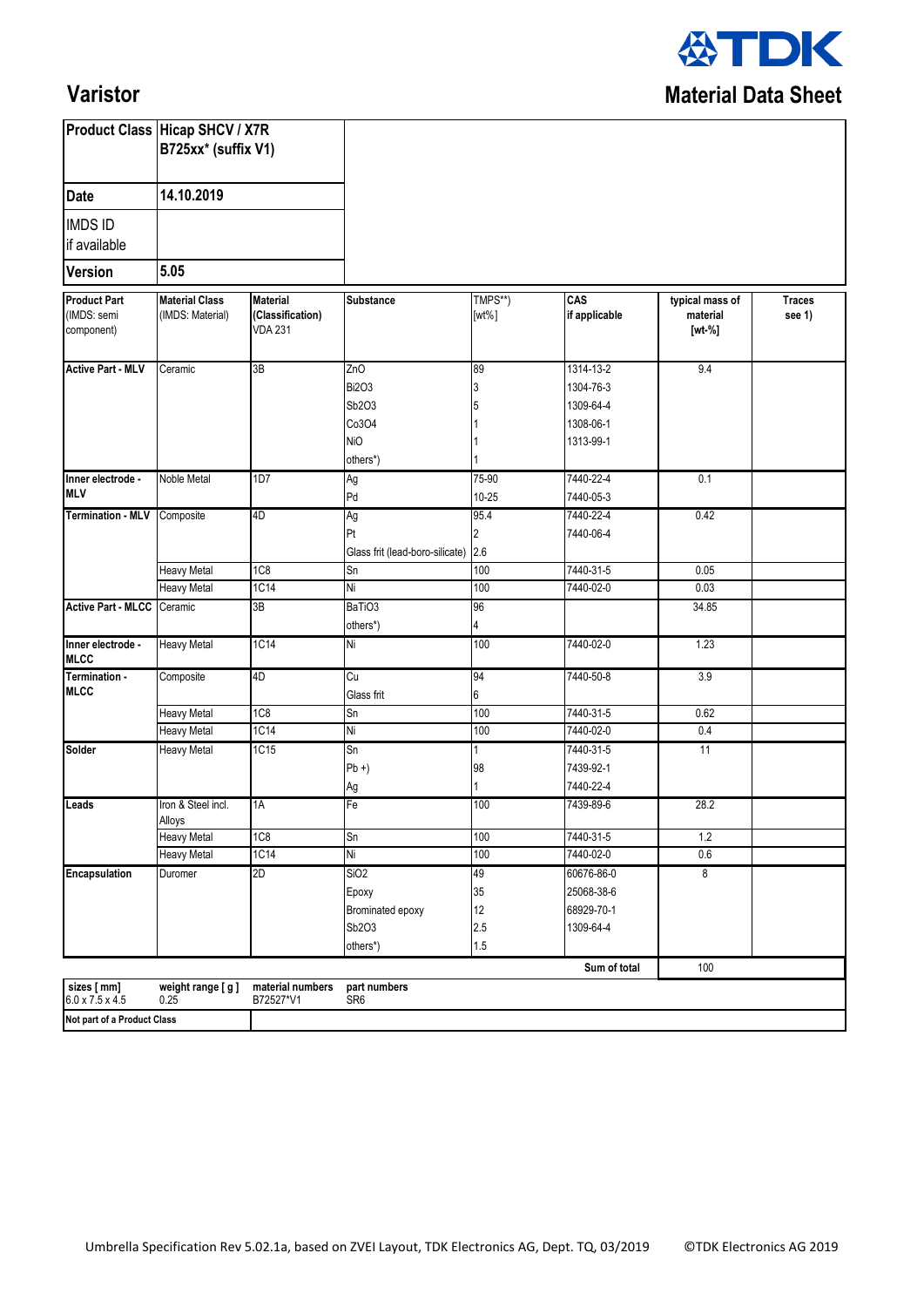# Varistor

## Material Data Sheet

| | |
|---|---|
| **Product Class** | **Hicap SHCV / X7R B725xx* (suffix V1)** |
| **Date** | **14.10.2019** |
| **IMDS ID** if available | |
| **Version** | **5.05** |

| **Product Part** (IMDS: semi component) | **Material Class** (IMDS: Material) | **Material (Classification)** VDA 231 | **Substance** | TMPS**) [wt%] | **CAS if applicable** | **typical mass of material [wt-%]** | **Traces see 1)** |
|---|---|---|---|---|---|---|---|
| **Active Part - MLV** | Ceramic | 3B | ZnO | 89 | 1314-13-2 | 9.4 | |
| | | | Bi2O3 | 3 | 1304-76-3 | | |
| | | | Sb2O3 | 5 | 1309-64-4 | | |
| | | | Co3O4 | 1 | 1308-06-1 | | |
| | | | NiO | 1 | 1313-99-1 | | |
| | | | others*) | 1 | | | |
| **Inner electrode - MLV** | Noble Metal | 1D7 | Ag | 75-90 | 7440-22-4 | 0.1 | |
| | | | Pd | 10-25 | 7440-05-3 | | |
| **Termination - MLV** | Composite | 4D | Ag | 95.4 | 7440-22-4 | 0.42 | |
| | | | Pt | 2 | 7440-06-4 | | |
| | | | Glass frit (lead-boro-silicate) | 2.6 | | | |
| | Heavy Metal | 1C8 | Sn | 100 | 7440-31-5 | 0.05 | |
| | Heavy Metal | 1C14 | Ni | 100 | 7440-02-0 | 0.03 | |
| **Active Part - MLCC** | Ceramic | 3B | BaTiO3 | 96 | | 34.85 | |
| | | | others*) | 4 | | | |
| **Inner electrode - MLCC** | Heavy Metal | 1C14 | Ni | 100 | 7440-02-0 | 1.23 | |
| **Termination - MLCC** | Composite | 4D | Cu | 94 | 7440-50-8 | 3.9 | |
| | | | Glass frit | 6 | | | |
| | Heavy Metal | 1C8 | Sn | 100 | 7440-31-5 | 0.62 | |
| | Heavy Metal | 1C14 | Ni | 100 | 7440-02-0 | 0.4 | |
| **Solder** | Heavy Metal | 1C15 | Sn | 1 | 7440-31-5 | 11 | |
| | | | Pb +) | 98 | 7439-92-1 | | |
| | | | Ag | 1 | 7440-22-4 | | |
| **Leads** | Iron & Steel incl. Alloys | 1A | Fe | 100 | 7439-89-6 | 28.2 | |
| | Heavy Metal | 1C8 | Sn | 100 | 7440-31-5 | 1.2 | |
| | Heavy Metal | 1C14 | Ni | 100 | 7440-02-0 | 0.6 | |
| **Encapsulation** | Duromer | 2D | SiO2 | 49 | 60676-86-0 | 8 | |
| | | | Epoxy | 35 | 25068-38-6 | | |
| | | | Brominated epoxy | 12 | 68929-70-1 | | |
| | | | Sb2O3 | 2.5 | 1309-64-4 | | |
| | | | others*) | 1.5 | | | |
| | | | | | **Sum of total** | 100 | |

| **sizes [ mm]** | **weight range [ g ]** | **material numbers** | **part numbers** |
|---|---|---|---|
| 6.0 x 7.5 x 4.5 | 0.25 | B72527*V1 | SR6 |

**Not part of a Product Class**

Umbrella Specification Rev 5.02.1a, based on ZVEI Layout, TDK Electronics AG, Dept. TQ, 03/2019 ©TDK Electronics AG 2019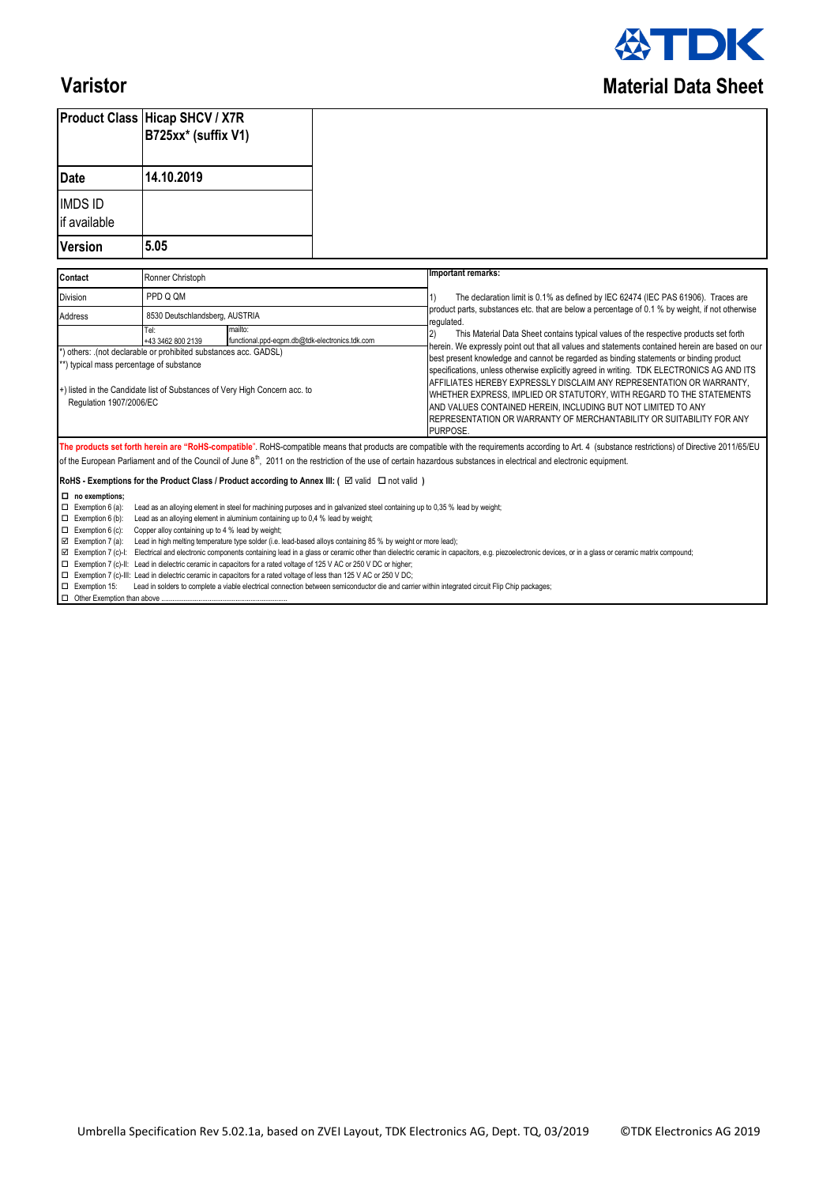# Varistor

# Material Data Sheet

| | |
|---|---|
| **Product Class** | **Hicap SHCV / X7R B725xx* (suffix V1)** |
| **Date** | **14.10.2019** |
| **IMDS ID** if available | |
| **Version** | **5.05** |

| | | |
|---|---|---|
| **Contact** | Ronner Christoph | |
| Division | PPD Q QM | |
| Address | 8530 Deutschlandsberg, AUSTRIA | |
| | Tel: +43 3462 800 2139 | mailto: functional.ppd-eqpm.db@tdk-electronics.tdk.com |

*) others: .(not declarable or prohibited substances acc. GADSL)

**) typical mass percentage of substance

+) listed in the Candidate list of Substances of Very High Concern acc. to Regulation 1907/2006/EC

**Important remarks:**

1) The declaration limit is 0.1% as defined by IEC 62474 (IEC PAS 61906). Traces are product parts, substances etc. that are below a percentage of 0.1 % by weight, if not otherwise regulated.

2) This Material Data Sheet contains typical values of the respective products set forth herein. We expressly point out that all values and statements contained herein are based on our best present knowledge and cannot be regarded as binding statements or binding product specifications, unless otherwise explicitly agreed in writing. TDK ELECTRONICS AG AND ITS AFFILIATES HEREBY EXPRESSLY DISCLAIM ANY REPRESENTATION OR WARRANTY, WHETHER EXPRESS, IMPLIED OR STATUTORY, WITH REGARD TO THE STATEMENTS AND VALUES CONTAINED HEREIN, INCLUDING BUT NOT LIMITED TO ANY REPRESENTATION OR WARRANTY OF MERCHANTABILITY OR SUITABILITY FOR ANY PURPOSE.

**The products set forth herein are "RoHS-compatible"**. RoHS-compatible means that products are compatible with the requirements according to Art. 4 (substance restrictions) of Directive 2011/65/EU of the European Parliament and of the Council of June 8th, 2011 on the restriction of the use of certain hazardous substances in electrical and electronic equipment.

**RoHS - Exemptions for the Product Class / Product according to Annex III: ( ☑ valid ☐ not valid )**

- ☐ **no exemptions;**
- ☐ Exemption 6 (a): Lead as an alloying element in steel for machining purposes and in galvanized steel containing up to 0,35 % lead by weight;
- ☐ Exemption 6 (b): Lead as an alloying element in aluminium containing up to 0,4 % lead by weight;
- ☐ Exemption 6 (c): Copper alloy containing up to 4 % lead by weight;
- ☑ Exemption 7 (a): Lead in high melting temperature type solder (i.e. lead-based alloys containing 85 % by weight or more lead);
- ☑ Exemption 7 (c)-I: Electrical and electronic components containing lead in a glass or ceramic other than dielectric ceramic in capacitors, e.g. piezoelectronic devices, or in a glass or ceramic matrix compound;
- ☐ Exemption 7 (c)-II: Lead in dielectric ceramic in capacitors for a rated voltage of 125 V AC or 250 V DC or higher;
- ☐ Exemption 7 (c)-III: Lead in dielectric ceramic in capacitors for a rated voltage of less than 125 V AC or 250 V DC;
- ☐ Exemption 15: Lead in solders to complete a viable electrical connection between semiconductor die and carrier within integrated circuit Flip Chip packages;
- ☐ Other Exemption than above ..........................................................

Umbrella Specification Rev 5.02.1a, based on ZVEI Layout, TDK Electronics AG, Dept. TQ, 03/2019 ©TDK Electronics AG 2019